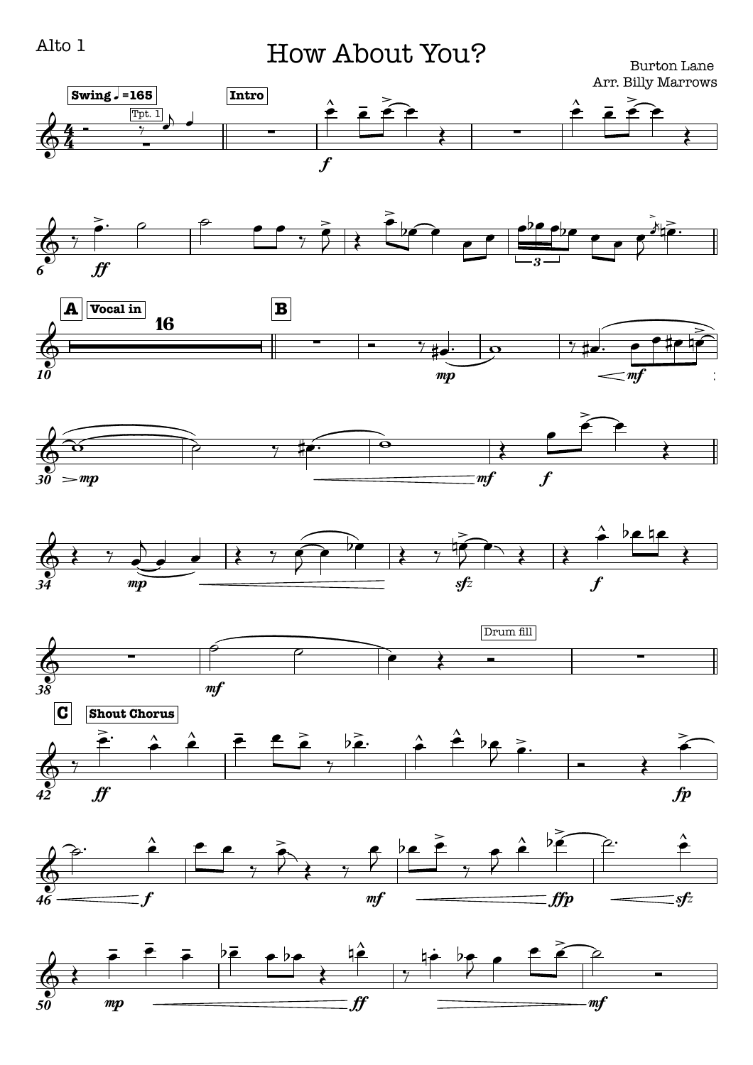Alto 1

# How About You?

Burton Lane
Arr. Billy Marrows

Swing ♩=165

Intro

A Vocal in

B

C Shout Chorus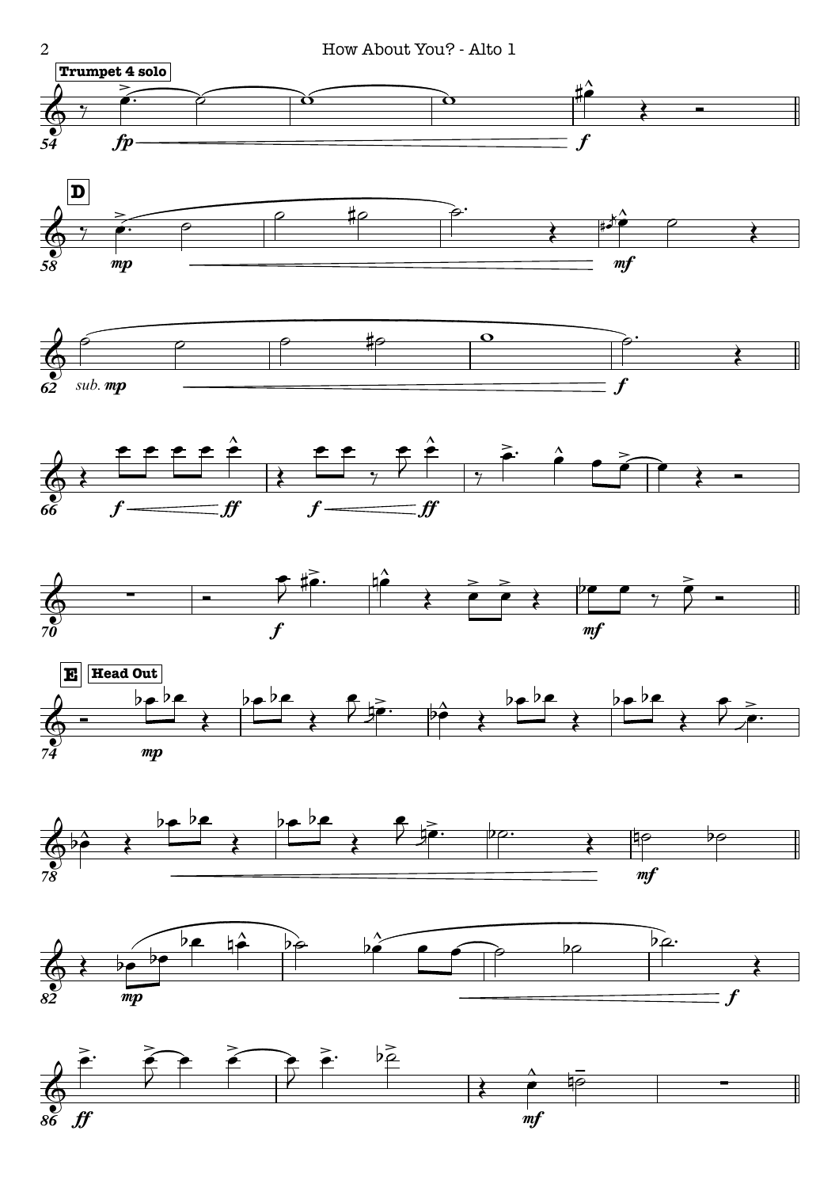**Trumpet 4 solo**

*fp* *f*

**D**

*mp* *mf*

*sub.* *mp* *f*

*f* *ff* *f* *ff*

*f* *mf*

**E** **Head Out**

*mp*

*mf*

*mp* *f*

*ff* *mf*